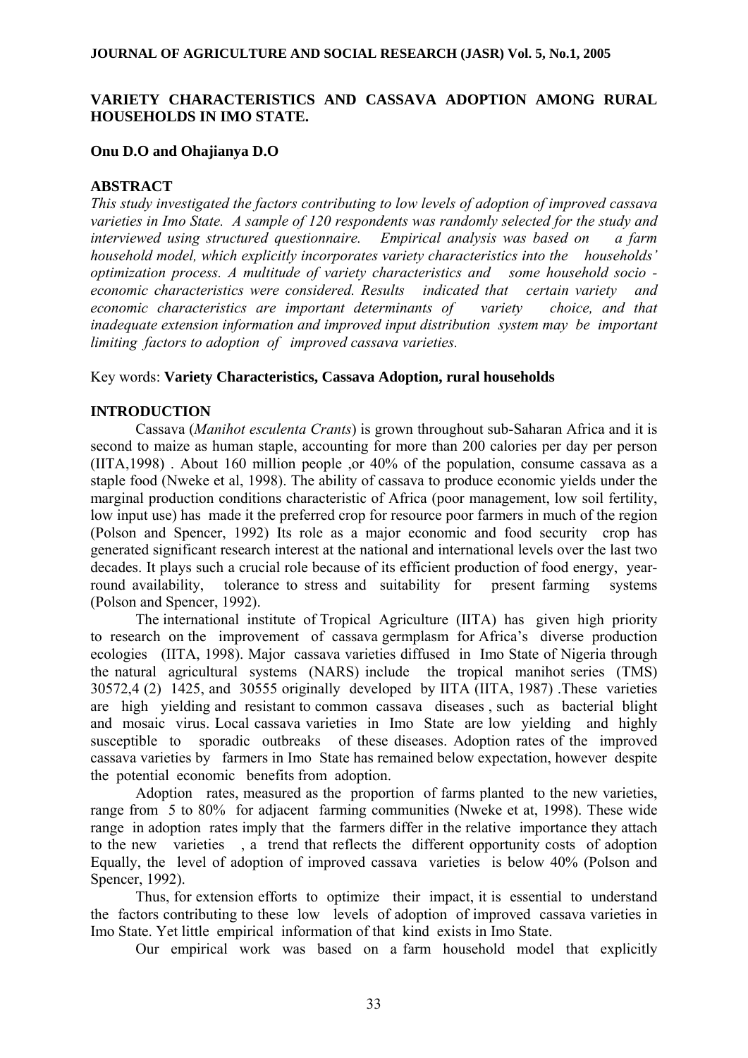# VARIETY CHARACTERISTICS AND CASSAVA ADOPTION AMONG RURAL HOUSEHOLDS IN IMO STATE.

**Onu D.O and Ohajianya D.O**

## ABSTRACT

*This study investigated the factors contributing to low levels of adoption of improved cassava varieties in Imo State. A sample of 120 respondents was randomly selected for the study and interviewed using structured questionnaire. Empirical analysis was based on a farm household model, which explicitly incorporates variety characteristics into the households' optimization process. A multitude of variety characteristics and some household socio - economic characteristics were considered. Results indicated that certain variety and economic characteristics are important determinants of variety choice, and that inadequate extension information and improved input distribution system may be important limiting factors to adoption of improved cassava varieties.*

Key words: **Variety Characteristics, Cassava Adoption, rural households**

## INTRODUCTION

Cassava (*Manihot esculenta Crants*) is grown throughout sub-Saharan Africa and it is second to maize as human staple, accounting for more than 200 calories per day per person (IITA,1998) . About 160 million people ,or 40% of the population, consume cassava as a staple food (Nweke et al, 1998). The ability of cassava to produce economic yields under the marginal production conditions characteristic of Africa (poor management, low soil fertility, low input use) has made it the preferred crop for resource poor farmers in much of the region (Polson and Spencer, 1992) Its role as a major economic and food security crop has generated significant research interest at the national and international levels over the last two decades. It plays such a crucial role because of its efficient production of food energy, year-round availability, tolerance to stress and suitability for present farming systems (Polson and Spencer, 1992).

The international institute of Tropical Agriculture (IITA) has given high priority to research on the improvement of cassava germplasm for Africa's diverse production ecologies (IITA, 1998). Major cassava varieties diffused in Imo State of Nigeria through the natural agricultural systems (NARS) include the tropical manihot series (TMS) 30572,4 (2) 1425, and 30555 originally developed by IITA (IITA, 1987) .These varieties are high yielding and resistant to common cassava diseases , such as bacterial blight and mosaic virus. Local cassava varieties in Imo State are low yielding and highly susceptible to sporadic outbreaks of these diseases. Adoption rates of the improved cassava varieties by farmers in Imo State has remained below expectation, however despite the potential economic benefits from adoption.

Adoption rates, measured as the proportion of farms planted to the new varieties, range from 5 to 80% for adjacent farming communities (Nweke et at, 1998). These wide range in adoption rates imply that the farmers differ in the relative importance they attach to the new varieties , a trend that reflects the different opportunity costs of adoption Equally, the level of adoption of improved cassava varieties is below 40% (Polson and Spencer, 1992).

Thus, for extension efforts to optimize their impact, it is essential to understand the factors contributing to these low levels of adoption of improved cassava varieties in Imo State. Yet little empirical information of that kind exists in Imo State.

Our empirical work was based on a farm household model that explicitly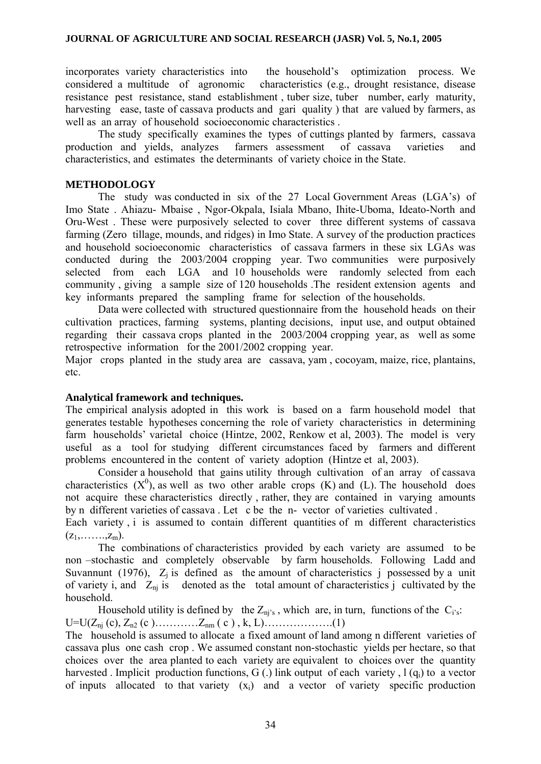incorporates variety characteristics into the household's optimization process. We considered a multitude of agronomic characteristics (e.g., drought resistance, disease resistance pest resistance, stand establishment , tuber size, tuber number, early maturity, harvesting ease, taste of cassava products and gari quality ) that are valued by farmers, as well as an array of household socioeconomic characteristics .

The study specifically examines the types of cuttings planted by farmers, cassava production and yields, analyzes farmers assessment of cassava varieties and characteristics, and estimates the determinants of variety choice in the State.

## METHODOLOGY

The study was conducted in six of the 27 Local Government Areas (LGA's) of Imo State . Ahiazu- Mbaise , Ngor-Okpala, Isiala Mbano, Ihite-Uboma, Ideato-North and Oru-West . These were purposively selected to cover three different systems of cassava farming (Zero tillage, mounds, and ridges) in Imo State. A survey of the production practices and household socioeconomic characteristics of cassava farmers in these six LGAs was conducted during the 2003/2004 cropping year. Two communities were purposively selected from each LGA and 10 households were randomly selected from each community , giving a sample size of 120 households .The resident extension agents and key informants prepared the sampling frame for selection of the households.

Data were collected with structured questionnaire from the household heads on their cultivation practices, farming systems, planting decisions, input use, and output obtained regarding their cassava crops planted in the 2003/2004 cropping year, as well as some retrospective information for the 2001/2002 cropping year.

Major crops planted in the study area are cassava, yam , cocoyam, maize, rice, plantains, etc.

### Analytical framework and techniques.

The empirical analysis adopted in this work is based on a farm household model that generates testable hypotheses concerning the role of variety characteristics in determining farm households' varietal choice (Hintze, 2002, Renkow et al, 2003). The model is very useful as a tool for studying different circumstances faced by farmers and different problems encountered in the content of variety adoption (Hintze et al, 2003).

Consider a household that gains utility through cultivation of an array of cassava characteristics ($X^0$), as well as two other arable crops (K) and (L). The household does not acquire these characteristics directly , rather, they are contained in varying amounts by n different varieties of cassava . Let c be the n- vector of varieties cultivated .

Each variety , i is assumed to contain different quantities of m different characteristics ($z_1$,…….,$z_m$).

The combinations of characteristics provided by each variety are assumed to be non –stochastic and completely observable by farm households. Following Ladd and Suvannunt (1976), $Z_j$ is defined as the amount of characteristics j possessed by a unit of variety i, and $Z_{nj}$ is denoted as the total amount of characteristics j cultivated by the household.

Household utility is defined by the $Z_{nj}$'s , which are, in turn, functions of the $C_i$'s:

$U=U(Z_{nj}(c), Z_{n2}(c)\ldots\ldots\ldots\ldots Z_{nm}(c), k, L)$……………….(1)

The household is assumed to allocate a fixed amount of land among n different varieties of cassava plus one cash crop . We assumed constant non-stochastic yields per hectare, so that choices over the area planted to each variety are equivalent to choices over the quantity harvested . Implicit production functions, G (.) link output of each variety , l ($q_i$) to a vector of inputs allocated to that variety ($x_i$) and a vector of variety specific production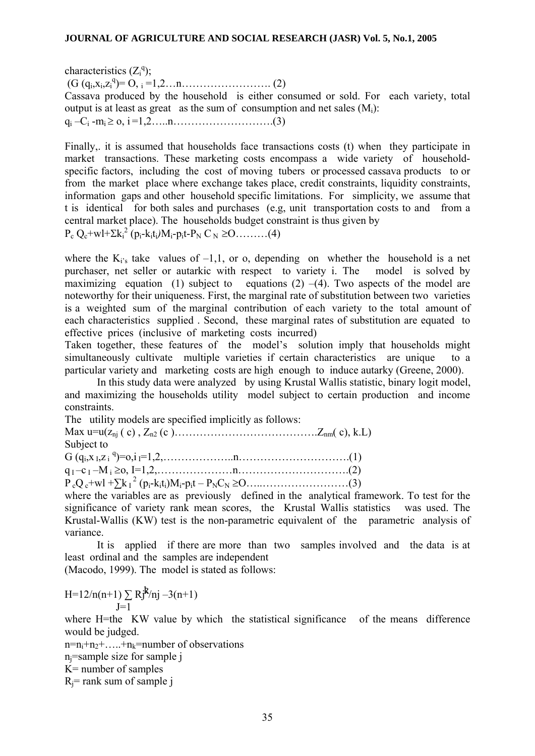characteristics ($Z_i^q$);

$(G(q_i, x_i, z_i^q) = O,\ _i = 1, 2 \ldots n$……………………. (2)

Cassava produced by the household is either consumed or sold. For each variety, total output is at least as great as the sum of consumption and net sales ($M_i$):

$q_i - C_i - m_i \geq o,\ i = 1, 2 \ldots n$……………………….(3)

Finally,. it is assumed that households face transactions costs (t) when they participate in market transactions. These marketing costs encompass a wide variety of household-specific factors, including the cost of moving tubers or processed cassava products to or from the market place where exchange takes place, credit constraints, liquidity constraints, information gaps and other household specific limitations. For simplicity, we assume that t is identical for both sales and purchases (e.g, unit transportation costs to and from a central market place). The households budget constraint is thus given by

$P_c Q_c + wl + \Sigma k_i^2 (p_i - k_i t_i) M_i - p_i t - P_N C_N \geq O$………(4)

where the $K_{i's}$ take values of –1,1, or o, depending on whether the household is a net purchaser, net seller or autarkic with respect to variety i. The model is solved by maximizing equation (1) subject to equations (2) –(4). Two aspects of the model are noteworthy for their uniqueness. First, the marginal rate of substitution between two varieties is a weighted sum of the marginal contribution of each variety to the total amount of each characteristics supplied . Second, these marginal rates of substitution are equated to effective prices (inclusive of marketing costs incurred)

Taken together, these features of the model's solution imply that households might simultaneously cultivate multiple varieties if certain characteristics are unique to a particular variety and marketing costs are high enough to induce autarky (Greene, 2000).

In this study data were analyzed by using Krustal Wallis statistic, binary logit model, and maximizing the households utility model subject to certain production and income constraints.

The utility models are specified implicitly as follows:

Max $u = u(z_{nj}(c), Z_{n2}(c)$………………………………….$Z_{nm}(c), k.L)$

Subject to

$G(q_i, x_I, z_i^q) = o, i_I = 1, 2,$………………..n………………………….(1)

$q_I - c_I - M_i \geq o,\ I = 1, 2,$…………………n………………………….(2)

$P_c Q_c + wl + \sum k_I^2 (p_i - k_i t_i) M_i - p_i t - P_N C_N \geq O$…..……………………(3)

where the variables are as previously defined in the analytical framework. To test for the significance of variety rank mean scores, the Krustal Wallis statistics was used. The Krustal-Wallis (KW) test is the non-parametric equivalent of the parametric analysis of variance.

It is applied if there are more than two samples involved and the data is at least ordinal and the samples are independent (Macodo, 1999). The model is stated as follows:

$$H = 12/n(n+1) \sum_{J=1}^{k} R_j^2/n_j - 3(n+1)$$

where H=the KW value by which the statistical significance of the means difference would be judged.

$n = n_i + n_2 + \ldots + n_k$=number of observations

$n_j$=sample size for sample j

K= number of samples

$R_j$= rank sum of sample j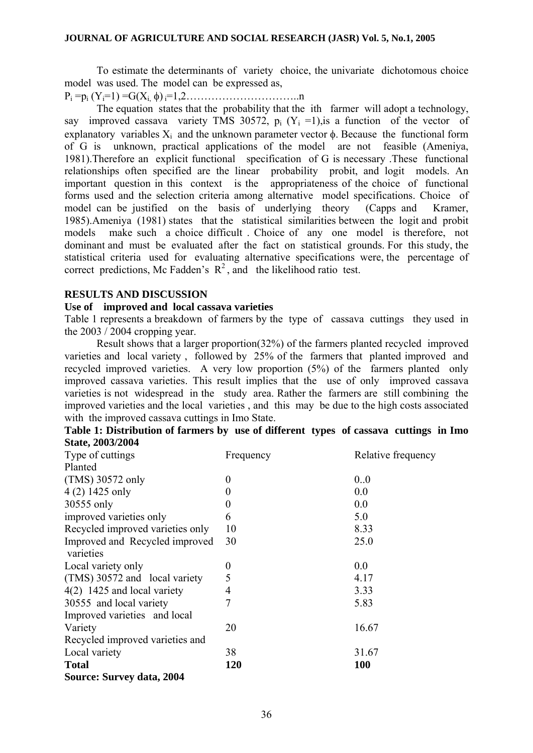To estimate the determinants of variety choice, the univariate dichotomous choice model was used. The model can be expressed as,

$P_i = p_i\ (Y_i{=}1) = G(X_i, \phi)\ _i{=}1,2$……………………………..n

The equation states that the probability that the ith farmer will adopt a technology, say improved cassava variety TMS 30572, $p_i\ (Y_i = 1)$,is a function of the vector of explanatory variables $X_i$ and the unknown parameter vector $\phi$. Because the functional form of G is unknown, practical applications of the model are not feasible (Ameniya, 1981).Therefore an explicit functional specification of G is necessary .These functional relationships often specified are the linear probability probit, and logit models. An important question in this context is the appropriateness of the choice of functional forms used and the selection criteria among alternative model specifications. Choice of model can be justified on the basis of underlying theory (Capps and Kramer, 1985).Ameniya (1981) states that the statistical similarities between the logit and probit models make such a choice difficult . Choice of any one model is therefore, not dominant and must be evaluated after the fact on statistical grounds. For this study, the statistical criteria used for evaluating alternative specifications were, the percentage of correct predictions, Mc Fadden's $R^2$, and the likelihood ratio test.

## RESULTS AND DISCUSSION

### Use of improved and local cassava varieties

Table 1 represents a breakdown of farmers by the type of cassava cuttings they used in the 2003 / 2004 cropping year.

Result shows that a larger proportion(32%) of the farmers planted recycled improved varieties and local variety , followed by 25% of the farmers that planted improved and recycled improved varieties. A very low proportion (5%) of the farmers planted only improved cassava varieties. This result implies that the use of only improved cassava varieties is not widespread in the study area. Rather the farmers are still combining the improved varieties and the local varieties , and this may be due to the high costs associated with the improved cassava cuttings in Imo State.

**Table 1: Distribution of farmers by use of different types of cassava cuttings in Imo State, 2003/2004**

| Type of cuttings Planted | Frequency | Relative frequency |
|---|---|---|
| (TMS) 30572 only | 0 | 0..0 |
| 4 (2) 1425 only | 0 | 0.0 |
| 30555 only | 0 | 0.0 |
| improved varieties only | 6 | 5.0 |
| Recycled improved varieties only | 10 | 8.33 |
| Improved and Recycled improved varieties | 30 | 25.0 |
| Local variety only | 0 | 0.0 |
| (TMS) 30572 and local variety | 5 | 4.17 |
| 4(2) 1425 and local variety | 4 | 3.33 |
| 30555 and local variety | 7 | 5.83 |
| Improved varieties and local Variety | 20 | 16.67 |
| Recycled improved varieties and Local variety | 38 | 31.67 |
| **Total** | **120** | **100** |

**Source: Survey data, 2004**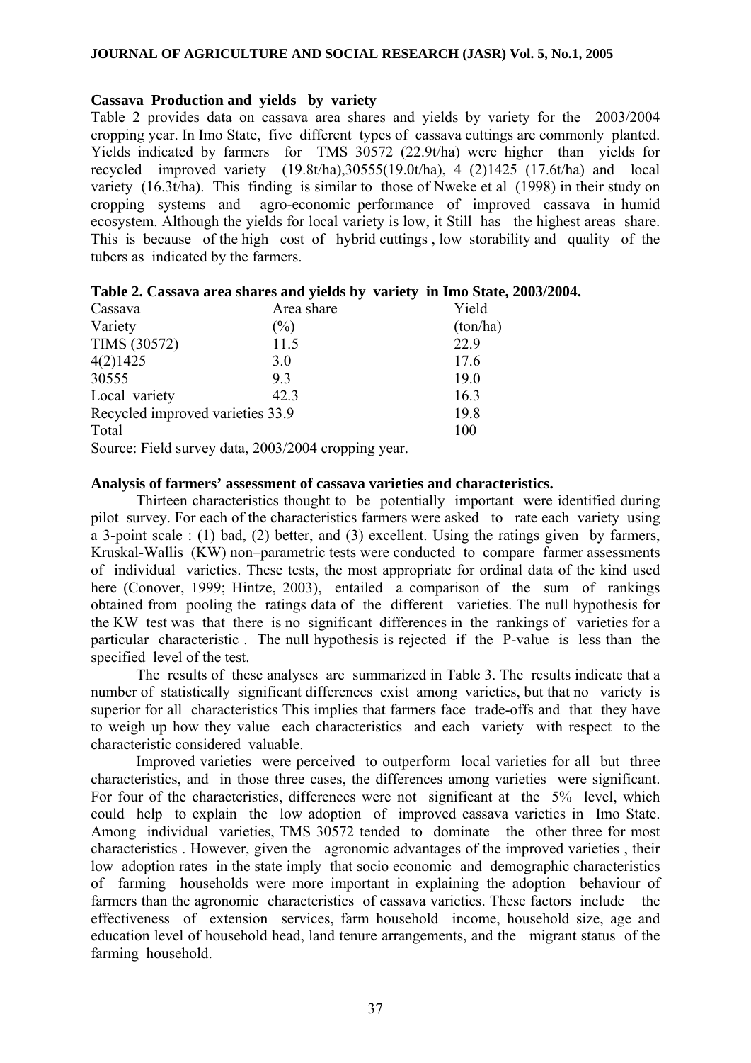### Cassava Production and yields by variety

Table 2 provides data on cassava area shares and yields by variety for the 2003/2004 cropping year. In Imo State, five different types of cassava cuttings are commonly planted. Yields indicated by farmers for TMS 30572 (22.9t/ha) were higher than yields for recycled improved variety (19.8t/ha),30555(19.0t/ha), 4 (2)1425 (17.6t/ha) and local variety (16.3t/ha). This finding is similar to those of Nweke et al (1998) in their study on cropping systems and agro-economic performance of improved cassava in humid ecosystem. Although the yields for local variety is low, it Still has the highest areas share. This is because of the high cost of hybrid cuttings , low storability and quality of the tubers as indicated by the farmers.

**Table 2. Cassava area shares and yields by variety in Imo State, 2003/2004.**

| Cassava Variety | Area share (%) | Yield (ton/ha) |
|---|---|---|
| TIMS (30572) | 11.5 | 22.9 |
| 4(2)1425 | 3.0 | 17.6 |
| 30555 | 9.3 | 19.0 |
| Local variety | 42.3 | 16.3 |
| Recycled improved varieties | 33.9 | 19.8 |
| Total | 100 | |

Source: Field survey data, 2003/2004 cropping year.

### Analysis of farmers' assessment of cassava varieties and characteristics.

Thirteen characteristics thought to be potentially important were identified during pilot survey. For each of the characteristics farmers were asked to rate each variety using a 3-point scale : (1) bad, (2) better, and (3) excellent. Using the ratings given by farmers, Kruskal-Wallis (KW) non–parametric tests were conducted to compare farmer assessments of individual varieties. These tests, the most appropriate for ordinal data of the kind used here (Conover, 1999; Hintze, 2003), entailed a comparison of the sum of rankings obtained from pooling the ratings data of the different varieties. The null hypothesis for the KW test was that there is no significant differences in the rankings of varieties for a particular characteristic . The null hypothesis is rejected if the P-value is less than the specified level of the test.

The results of these analyses are summarized in Table 3. The results indicate that a number of statistically significant differences exist among varieties, but that no variety is superior for all characteristics This implies that farmers face trade-offs and that they have to weigh up how they value each characteristics and each variety with respect to the characteristic considered valuable.

Improved varieties were perceived to outperform local varieties for all but three characteristics, and in those three cases, the differences among varieties were significant. For four of the characteristics, differences were not significant at the 5% level, which could help to explain the low adoption of improved cassava varieties in Imo State. Among individual varieties, TMS 30572 tended to dominate the other three for most characteristics . However, given the agronomic advantages of the improved varieties , their low adoption rates in the state imply that socio economic and demographic characteristics of farming households were more important in explaining the adoption behaviour of farmers than the agronomic characteristics of cassava varieties. These factors include the effectiveness of extension services, farm household income, household size, age and education level of household head, land tenure arrangements, and the migrant status of the farming household.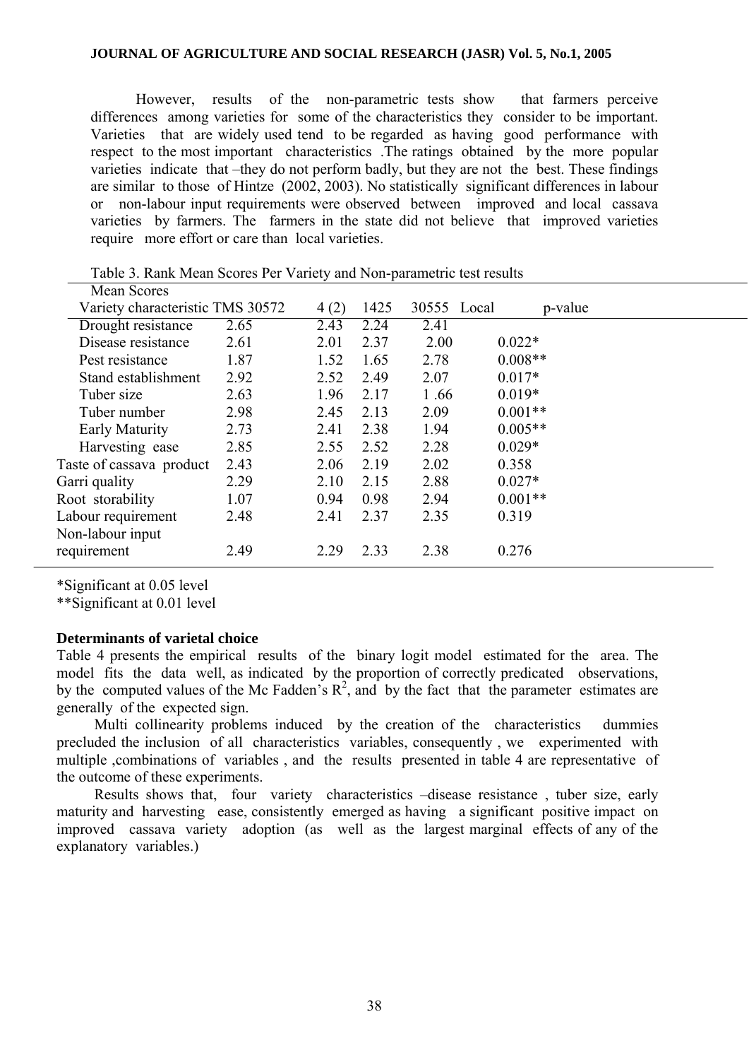However, results of the non-parametric tests show that farmers perceive differences among varieties for some of the characteristics they consider to be important. Varieties that are widely used tend to be regarded as having good performance with respect to the most important characteristics .The ratings obtained by the more popular varieties indicate that –they do not perform badly, but they are not the best. These findings are similar to those of Hintze (2002, 2003). No statistically significant differences in labour or non-labour input requirements were observed between improved and local cassava varieties by farmers. The farmers in the state did not believe that improved varieties require more effort or care than local varieties.

Table 3. Rank Mean Scores Per Variety and Non-parametric test results

| Mean Scores | | | | | | |
|---|---|---|---|---|---|---|
| Variety characteristic | TMS 30572 | 4 (2) | 1425 | 30555 | Local | p-value |
| Drought resistance | 2.65 | 2.43 | 2.24 | 2.41 | | |
| Disease resistance | 2.61 | 2.01 | 2.37 | 2.00 | | 0.022* |
| Pest resistance | 1.87 | 1.52 | 1.65 | 2.78 | | 0.008** |
| Stand establishment | 2.92 | 2.52 | 2.49 | 2.07 | | 0.017* |
| Tuber size | 2.63 | 1.96 | 2.17 | 1 .66 | | 0.019* |
| Tuber number | 2.98 | 2.45 | 2.13 | 2.09 | | 0.001** |
| Early Maturity | 2.73 | 2.41 | 2.38 | 1.94 | | 0.005** |
| Harvesting ease | 2.85 | 2.55 | 2.52 | 2.28 | | 0.029* |
| Taste of cassava product | 2.43 | 2.06 | 2.19 | 2.02 | | 0.358 |
| Garri quality | 2.29 | 2.10 | 2.15 | 2.88 | | 0.027* |
| Root storability | 1.07 | 0.94 | 0.98 | 2.94 | | 0.001** |
| Labour requirement | 2.48 | 2.41 | 2.37 | 2.35 | | 0.319 |
| Non-labour input requirement | 2.49 | 2.29 | 2.33 | 2.38 | | 0.276 |

*Significant at 0.05 level
**Significant at 0.01 level

**Determinants of varietal choice**

Table 4 presents the empirical results of the binary logit model estimated for the area. The model fits the data well, as indicated by the proportion of correctly predicated observations, by the computed values of the Mc Fadden's $R^2$, and by the fact that the parameter estimates are generally of the expected sign.

Multi collinearity problems induced by the creation of the characteristics dummies precluded the inclusion of all characteristics variables, consequently , we experimented with multiple ,combinations of variables , and the results presented in table 4 are representative of the outcome of these experiments.

Results shows that, four variety characteristics –disease resistance , tuber size, early maturity and harvesting ease, consistently emerged as having a significant positive impact on improved cassava variety adoption (as well as the largest marginal effects of any of the explanatory variables.)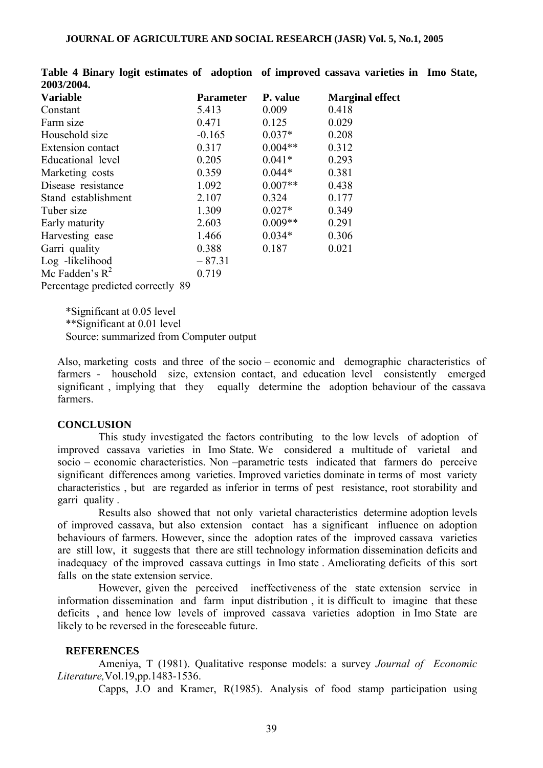**Table 4 Binary logit estimates of adoption of improved cassava varieties in Imo State, 2003/2004.**

| Variable | Parameter | P. value | Marginal effect |
|---|---|---|---|
| Constant | 5.413 | 0.009 | 0.418 |
| Farm size | 0.471 | 0.125 | 0.029 |
| Household size | -0.165 | 0.037* | 0.208 |
| Extension contact | 0.317 | 0.004** | 0.312 |
| Educational level | 0.205 | 0.041* | 0.293 |
| Marketing costs | 0.359 | 0.044* | 0.381 |
| Disease resistance | 1.092 | 0.007** | 0.438 |
| Stand establishment | 2.107 | 0.324 | 0.177 |
| Tuber size | 1.309 | 0.027* | 0.349 |
| Early maturity | 2.603 | 0.009** | 0.291 |
| Harvesting ease | 1.466 | 0.034* | 0.306 |
| Garri quality | 0.388 | 0.187 | 0.021 |
| Log -likelihood | – 87.31 | | |
| Mc Fadden's $R^2$ | 0.719 | | |
| Percentage predicted correctly 89 | | | |

*Significant at 0.05 level
**Significant at 0.01 level
Source: summarized from Computer output

Also, marketing costs and three of the socio – economic and demographic characteristics of farmers - household size, extension contact, and education level consistently emerged significant , implying that they equally determine the adoption behaviour of the cassava farmers.

## CONCLUSION

This study investigated the factors contributing to the low levels of adoption of improved cassava varieties in Imo State. We considered a multitude of varietal and socio – economic characteristics. Non –parametric tests indicated that farmers do perceive significant differences among varieties. Improved varieties dominate in terms of most variety characteristics , but are regarded as inferior in terms of pest resistance, root storability and garri quality .

Results also showed that not only varietal characteristics determine adoption levels of improved cassava, but also extension contact has a significant influence on adoption behaviours of farmers. However, since the adoption rates of the improved cassava varieties are still low, it suggests that there are still technology information dissemination deficits and inadequacy of the improved cassava cuttings in Imo state . Ameliorating deficits of this sort falls on the state extension service.

However, given the perceived ineffectiveness of the state extension service in information dissemination and farm input distribution , it is difficult to imagine that these deficits , and hence low levels of improved cassava varieties adoption in Imo State are likely to be reversed in the foreseeable future.

## REFERENCES

Ameniya, T (1981). Qualitative response models: a survey *Journal of Economic Literature,*Vol.19,pp.1483-1536.

Capps, J.O and Kramer, R(1985). Analysis of food stamp participation using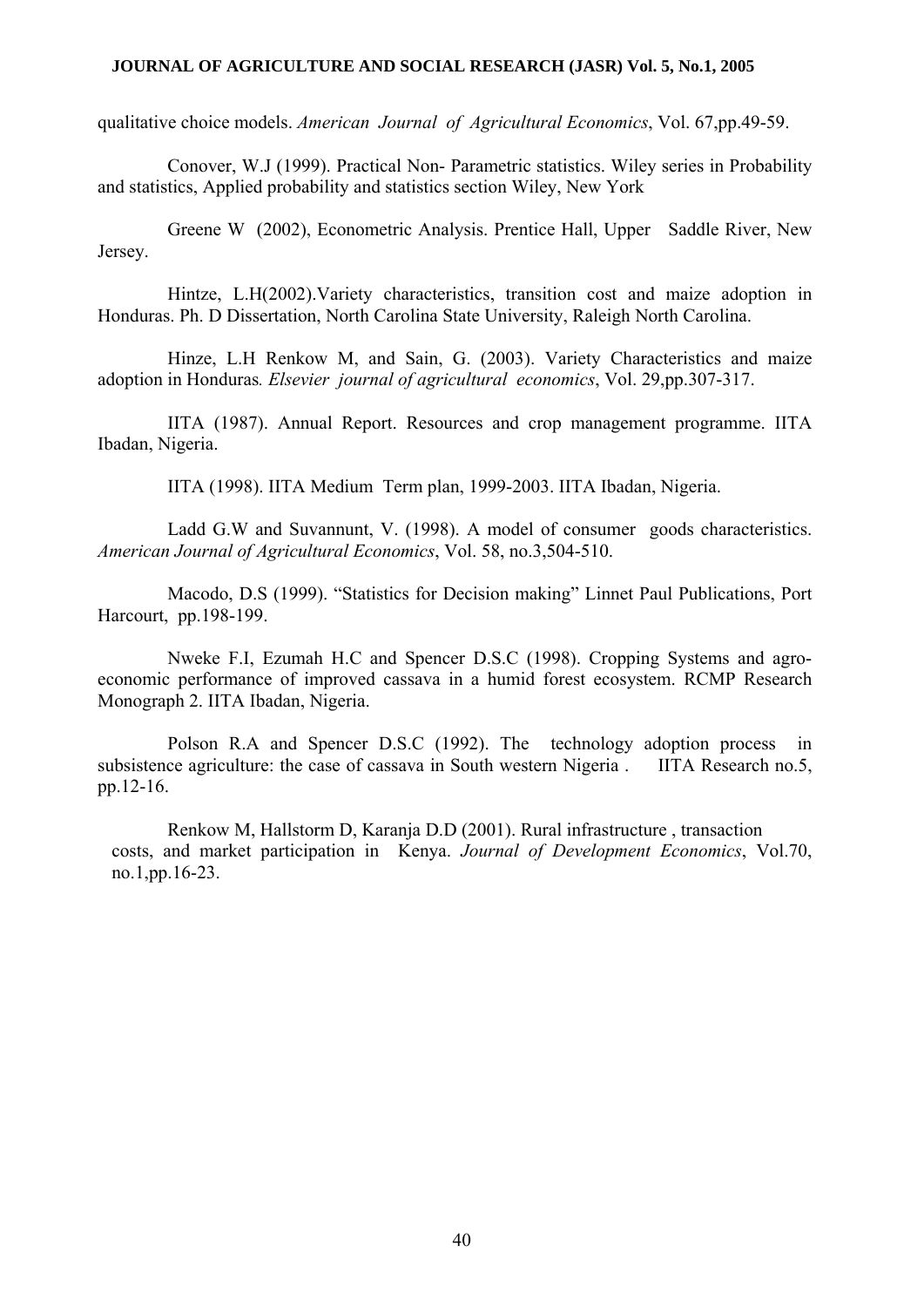qualitative choice models. *American Journal of Agricultural Economics*, Vol. 67,pp.49-59.

Conover, W.J (1999). Practical Non- Parametric statistics. Wiley series in Probability and statistics, Applied probability and statistics section Wiley, New York

Greene W (2002), Econometric Analysis. Prentice Hall, Upper Saddle River, New Jersey.

Hintze, L.H(2002).Variety characteristics, transition cost and maize adoption in Honduras. Ph. D Dissertation, North Carolina State University, Raleigh North Carolina.

Hinze, L.H Renkow M, and Sain, G. (2003). Variety Characteristics and maize adoption in Honduras. *Elsevier journal of agricultural economics*, Vol. 29,pp.307-317.

IITA (1987). Annual Report. Resources and crop management programme. IITA Ibadan, Nigeria.

IITA (1998). IITA Medium Term plan, 1999-2003. IITA Ibadan, Nigeria.

Ladd G.W and Suvannunt, V. (1998). A model of consumer goods characteristics. *American Journal of Agricultural Economics*, Vol. 58, no.3,504-510.

Macodo, D.S (1999). "Statistics for Decision making" Linnet Paul Publications, Port Harcourt, pp.198-199.

Nweke F.I, Ezumah H.C and Spencer D.S.C (1998). Cropping Systems and agro-economic performance of improved cassava in a humid forest ecosystem. RCMP Research Monograph 2. IITA Ibadan, Nigeria.

Polson R.A and Spencer D.S.C (1992). The technology adoption process in subsistence agriculture: the case of cassava in South western Nigeria . IITA Research no.5, pp.12-16.

Renkow M, Hallstorm D, Karanja D.D (2001). Rural infrastructure , transaction costs, and market participation in Kenya. *Journal of Development Economics*, Vol.70, no.1,pp.16-23.